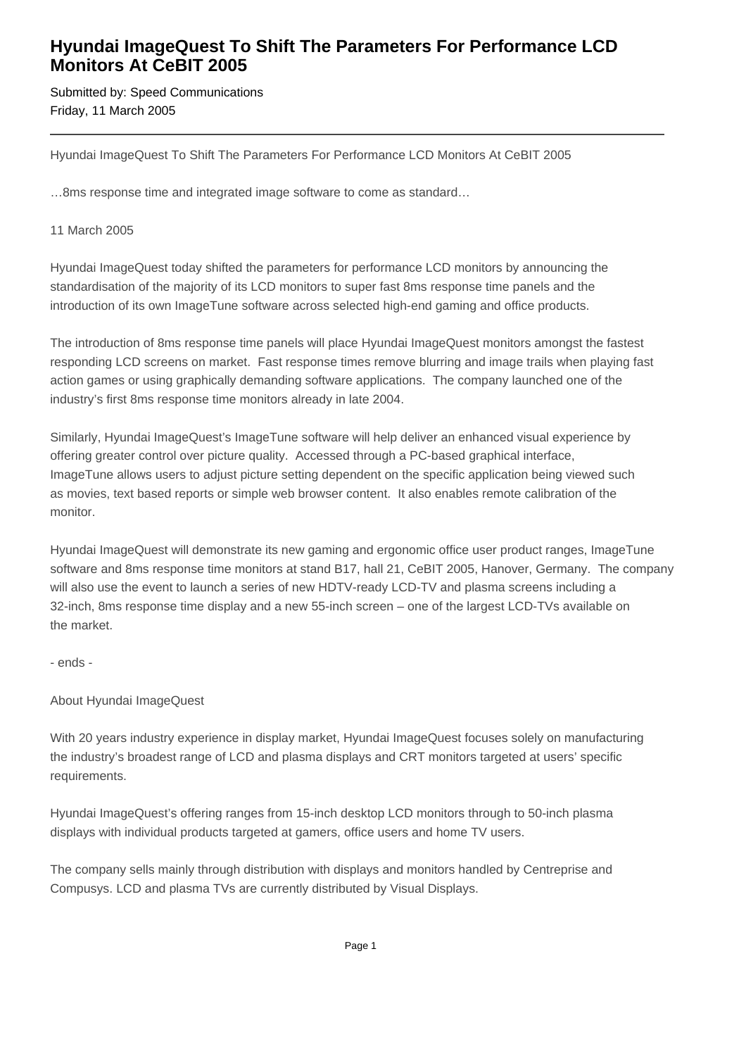# Hyundai ImageQuest To Shift The Parameters For Performance LCD Monitors At CeBIT 2005

Submitted by: Speed Communications
Friday, 11 March 2005

---

Hyundai ImageQuest To Shift The Parameters For Performance LCD Monitors At CeBIT 2005

…8ms response time and integrated image software to come as standard…

11 March 2005

Hyundai ImageQuest today shifted the parameters for performance LCD monitors by announcing the standardisation of the majority of its LCD monitors to super fast 8ms response time panels and the introduction of its own ImageTune software across selected high-end gaming and office products.

The introduction of 8ms response time panels will place Hyundai ImageQuest monitors amongst the fastest responding LCD screens on market.  Fast response times remove blurring and image trails when playing fast action games or using graphically demanding software applications.  The company launched one of the industry's first 8ms response time monitors already in late 2004.

Similarly, Hyundai ImageQuest's ImageTune software will help deliver an enhanced visual experience by offering greater control over picture quality.  Accessed through a PC-based graphical interface, ImageTune allows users to adjust picture setting dependent on the specific application being viewed such as movies, text based reports or simple web browser content.  It also enables remote calibration of the monitor.

Hyundai ImageQuest will demonstrate its new gaming and ergonomic office user product ranges, ImageTune software and 8ms response time monitors at stand B17, hall 21, CeBIT 2005, Hanover, Germany.  The company will also use the event to launch a series of new HDTV-ready LCD-TV and plasma screens including a 32-inch, 8ms response time display and a new 55-inch screen – one of the largest LCD-TVs available on the market.

- ends -

About Hyundai ImageQuest

With 20 years industry experience in display market, Hyundai ImageQuest focuses solely on manufacturing the industry's broadest range of LCD and plasma displays and CRT monitors targeted at users' specific requirements.

Hyundai ImageQuest's offering ranges from 15-inch desktop LCD monitors through to 50-inch plasma displays with individual products targeted at gamers, office users and home TV users.

The company sells mainly through distribution with displays and monitors handled by Centreprise and Compusys. LCD and plasma TVs are currently distributed by Visual Displays.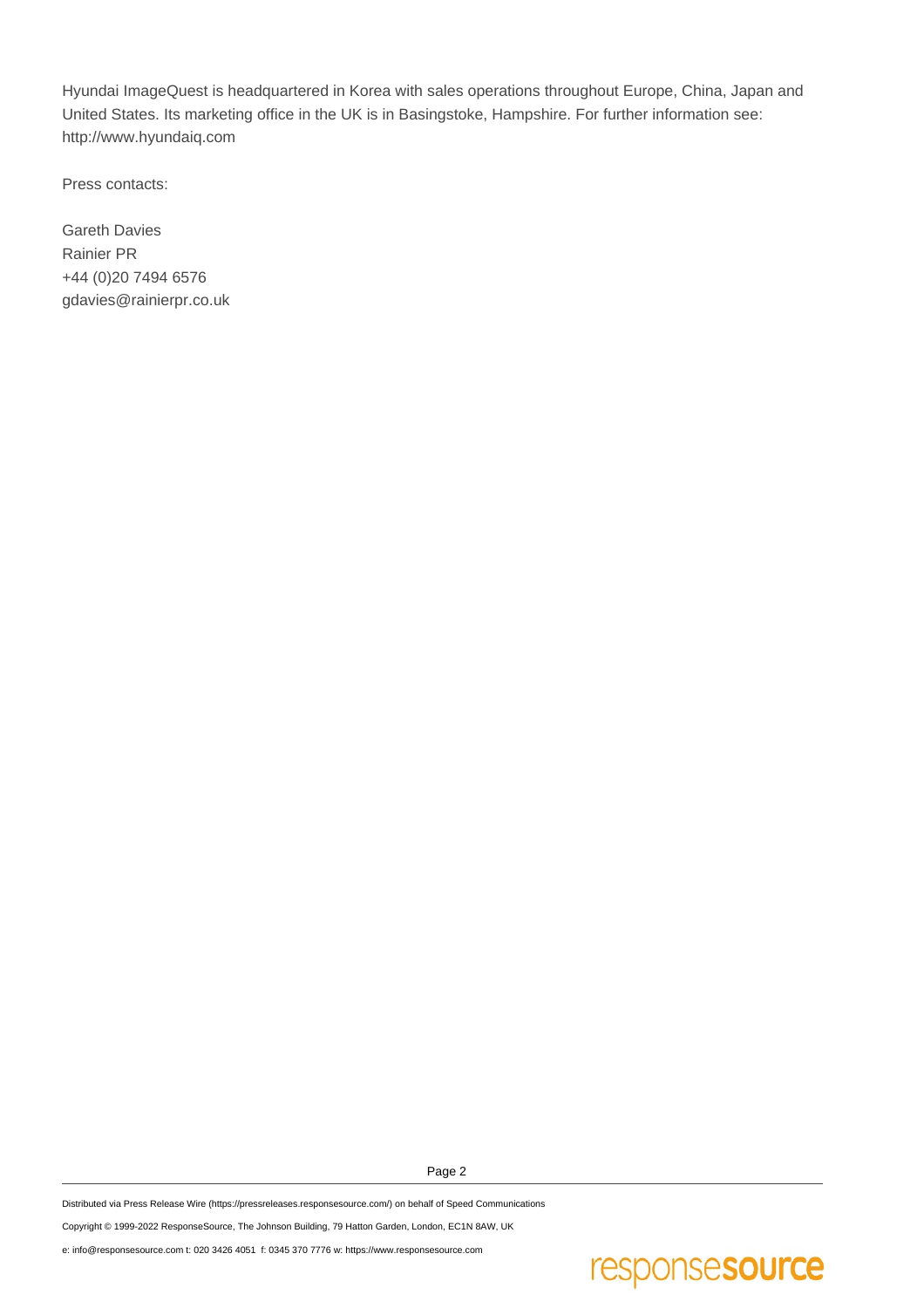Hyundai ImageQuest is headquartered in Korea with sales operations throughout Europe, China, Japan and United States. Its marketing office in the UK is in Basingstoke, Hampshire. For further information see: http://www.hyundaiq.com

Press contacts:

Gareth Davies
Rainier PR
+44 (0)20 7494 6576
gdavies@rainierpr.co.uk